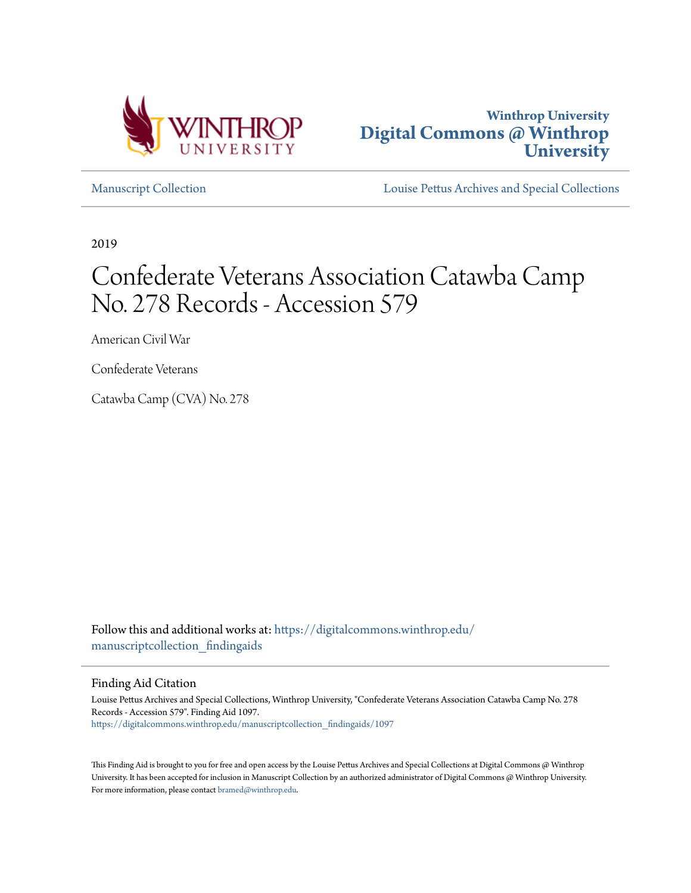Winthrop University

# Digital Commons @ Winthrop University

Manuscript Collection

Louise Pettus Archives and Special Collections

2019

# Confederate Veterans Association Catawba Camp No. 278 Records - Accession 579

American Civil War

Confederate Veterans

Catawba Camp (CVA) No. 278

Follow this and additional works at: https://digitalcommons.winthrop.edu/manuscriptcollection_findingaids

## Finding Aid Citation

Louise Pettus Archives and Special Collections, Winthrop University, "Confederate Veterans Association Catawba Camp No. 278 Records - Accession 579". Finding Aid 1097.
https://digitalcommons.winthrop.edu/manuscriptcollection_findingaids/1097

This Finding Aid is brought to you for free and open access by the Louise Pettus Archives and Special Collections at Digital Commons @ Winthrop University. It has been accepted for inclusion in Manuscript Collection by an authorized administrator of Digital Commons @ Winthrop University. For more information, please contact bramed@winthrop.edu.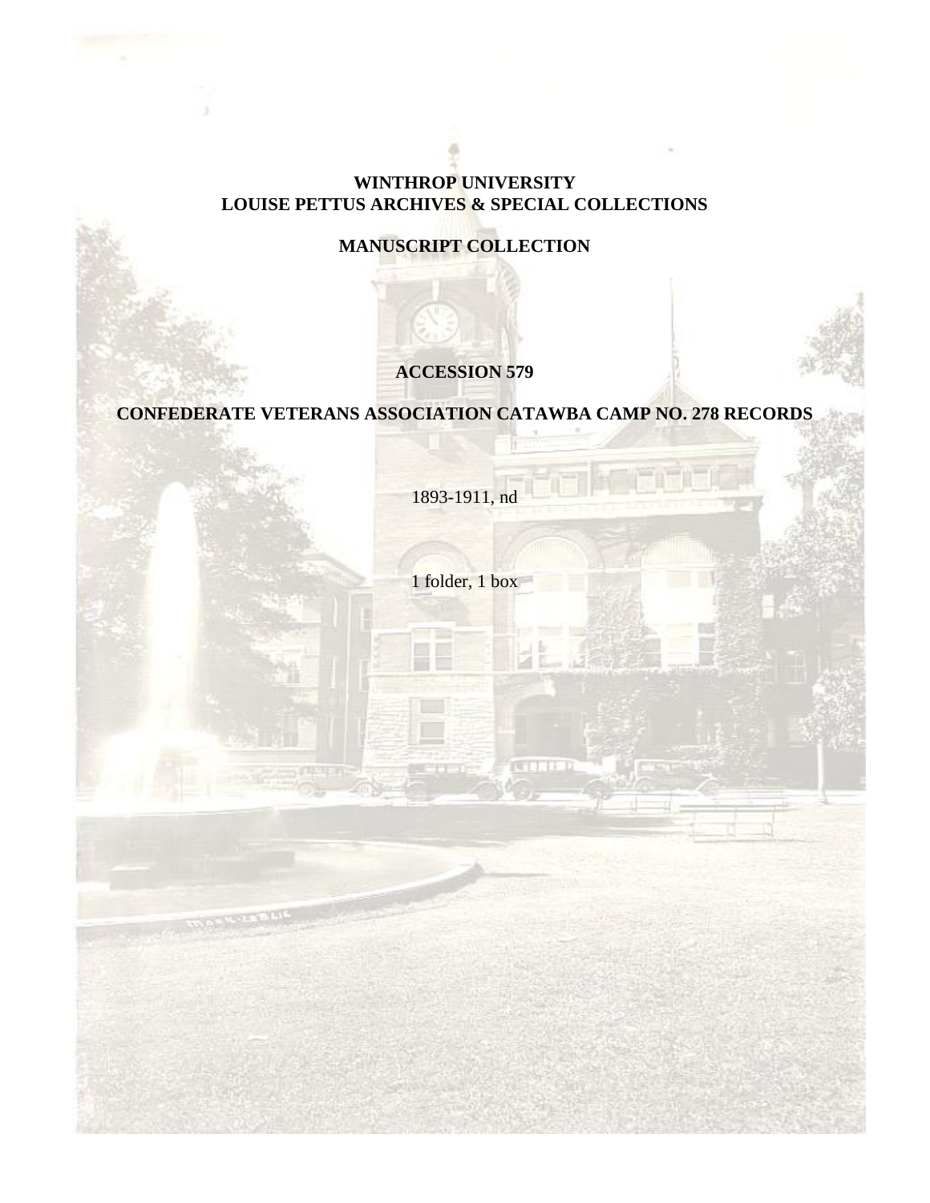**WINTHROP UNIVERSITY**
**LOUISE PETTUS ARCHIVES & SPECIAL COLLECTIONS**

**MANUSCRIPT COLLECTION**

**ACCESSION 579**

**CONFEDERATE VETERANS ASSOCIATION CATAWBA CAMP NO. 278 RECORDS**

1893-1911, nd

1 folder, 1 box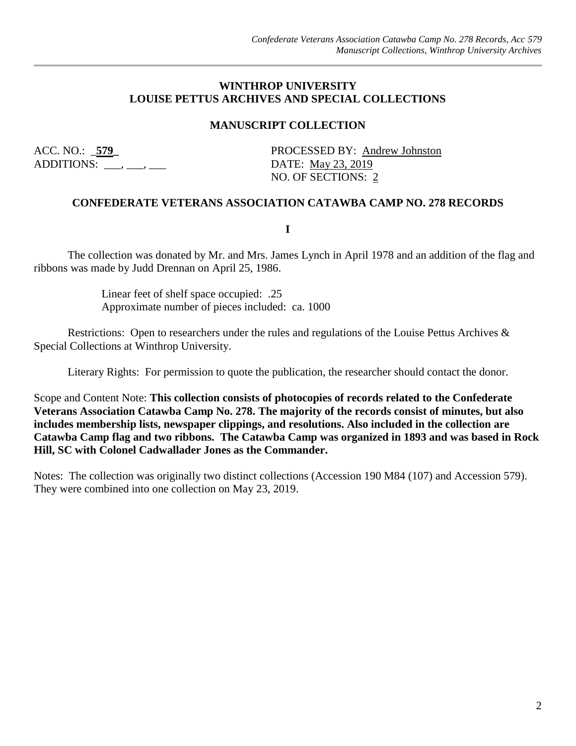**WINTHROP UNIVERSITY**
**LOUISE PETTUS ARCHIVES AND SPECIAL COLLECTIONS**

**MANUSCRIPT COLLECTION**

ACC. NO.: _**579**_
ADDITIONS: ___, ___, ___

PROCESSED BY: Andrew Johnston
DATE: May 23, 2019
NO. OF SECTIONS: 2

**CONFEDERATE VETERANS ASSOCIATION CATAWBA CAMP NO. 278 RECORDS**

**I**

The collection was donated by Mr. and Mrs. James Lynch in April 1978 and an addition of the flag and ribbons was made by Judd Drennan on April 25, 1986.

Linear feet of shelf space occupied: .25
Approximate number of pieces included: ca. 1000

Restrictions: Open to researchers under the rules and regulations of the Louise Pettus Archives & Special Collections at Winthrop University.

Literary Rights: For permission to quote the publication, the researcher should contact the donor.

Scope and Content Note: **This collection consists of photocopies of records related to the Confederate Veterans Association Catawba Camp No. 278. The majority of the records consist of minutes, but also includes membership lists, newspaper clippings, and resolutions. Also included in the collection are Catawba Camp flag and two ribbons. The Catawba Camp was organized in 1893 and was based in Rock Hill, SC with Colonel Cadwallader Jones as the Commander.**

Notes: The collection was originally two distinct collections (Accession 190 M84 (107) and Accession 579). They were combined into one collection on May 23, 2019.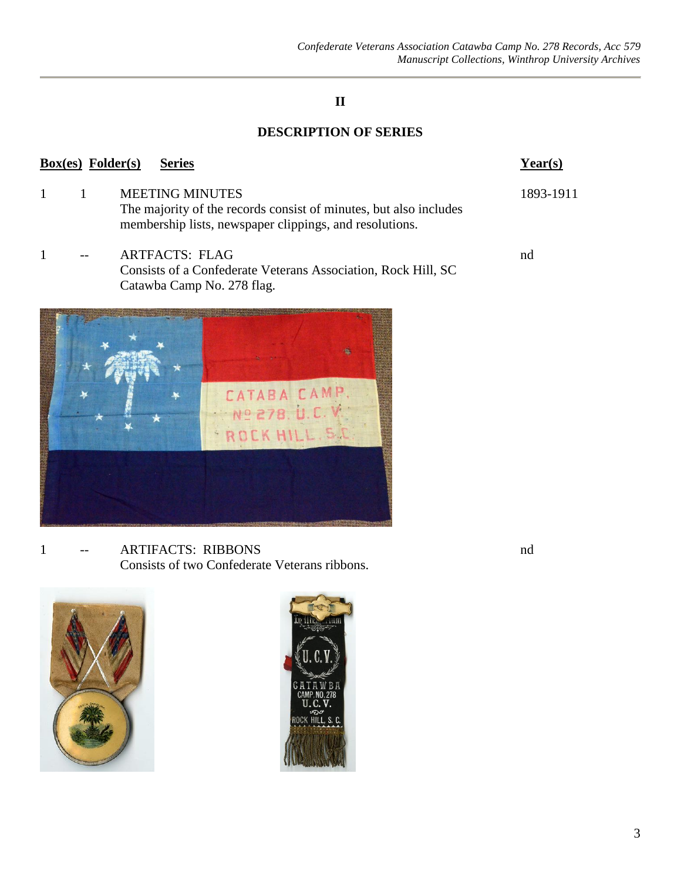## II

## DESCRIPTION OF SERIES

| Box(es) | Folder(s) | Series | Year(s) |
|---|---|---|---|
| 1 | 1 | MEETING MINUTES<br>The majority of the records consist of minutes, but also includes membership lists, newspaper clippings, and resolutions. | 1893-1911 |
| 1 | -- | ARTFACTS: FLAG<br>Consists of a Confederate Veterans Association, Rock Hill, SC Catawba Camp No. 278 flag. | nd |
| 1 | -- | ARTIFACTS: RIBBONS<br>Consists of two Confederate Veterans ribbons. | nd |